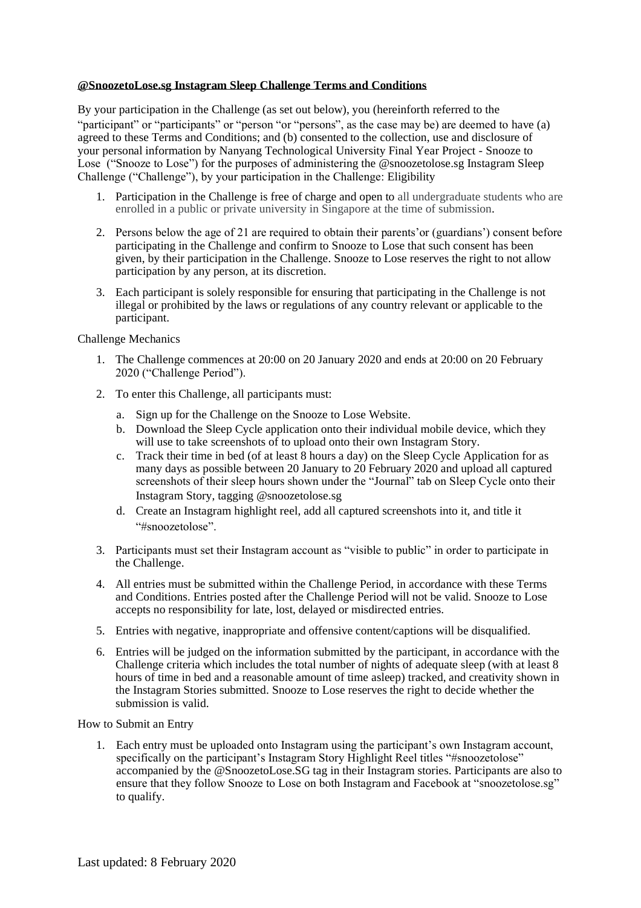**@SnoozetoLose.sg Instagram Sleep Challenge Terms and Conditions**

By your participation in the Challenge (as set out below), you (hereinforth referred to the "participant" or "participants" or "person "or "persons", as the case may be) are deemed to have (a) agreed to these Terms and Conditions; and (b) consented to the collection, use and disclosure of your personal information by Nanyang Technological University Final Year Project - Snooze to Lose ("Snooze to Lose") for the purposes of administering the @snoozetolose.sg Instagram Sleep Challenge ("Challenge"), by your participation in the Challenge: Eligibility

1. Participation in the Challenge is free of charge and open to all undergraduate students who are enrolled in a public or private university in Singapore at the time of submission.
2. Persons below the age of 21 are required to obtain their parents'or (guardians') consent before participating in the Challenge and confirm to Snooze to Lose that such consent has been given, by their participation in the Challenge. Snooze to Lose reserves the right to not allow participation by any person, at its discretion.
3. Each participant is solely responsible for ensuring that participating in the Challenge is not illegal or prohibited by the laws or regulations of any country relevant or applicable to the participant.

Challenge Mechanics

1. The Challenge commences at 20:00 on 20 January 2020 and ends at 20:00 on 20 February 2020 ("Challenge Period").
2. To enter this Challenge, all participants must:
   a. Sign up for the Challenge on the Snooze to Lose Website.
   b. Download the Sleep Cycle application onto their individual mobile device, which they will use to take screenshots of to upload onto their own Instagram Story.
   c. Track their time in bed (of at least 8 hours a day) on the Sleep Cycle Application for as many days as possible between 20 January to 20 February 2020 and upload all captured screenshots of their sleep hours shown under the "Journal" tab on Sleep Cycle onto their Instagram Story, tagging @snoozetolose.sg
   d. Create an Instagram highlight reel, add all captured screenshots into it, and title it "#snoozetolose".
3. Participants must set their Instagram account as "visible to public" in order to participate in the Challenge.
4. All entries must be submitted within the Challenge Period, in accordance with these Terms and Conditions. Entries posted after the Challenge Period will not be valid. Snooze to Lose accepts no responsibility for late, lost, delayed or misdirected entries.
5. Entries with negative, inappropriate and offensive content/captions will be disqualified.
6. Entries will be judged on the information submitted by the participant, in accordance with the Challenge criteria which includes the total number of nights of adequate sleep (with at least 8 hours of time in bed and a reasonable amount of time asleep) tracked, and creativity shown in the Instagram Stories submitted. Snooze to Lose reserves the right to decide whether the submission is valid.

How to Submit an Entry

1. Each entry must be uploaded onto Instagram using the participant's own Instagram account, specifically on the participant's Instagram Story Highlight Reel titles "#snoozetolose" accompanied by the @SnoozetoLose.SG tag in their Instagram stories. Participants are also to ensure that they follow Snooze to Lose on both Instagram and Facebook at "snoozetolose.sg" to qualify.

Last updated: 8 February 2020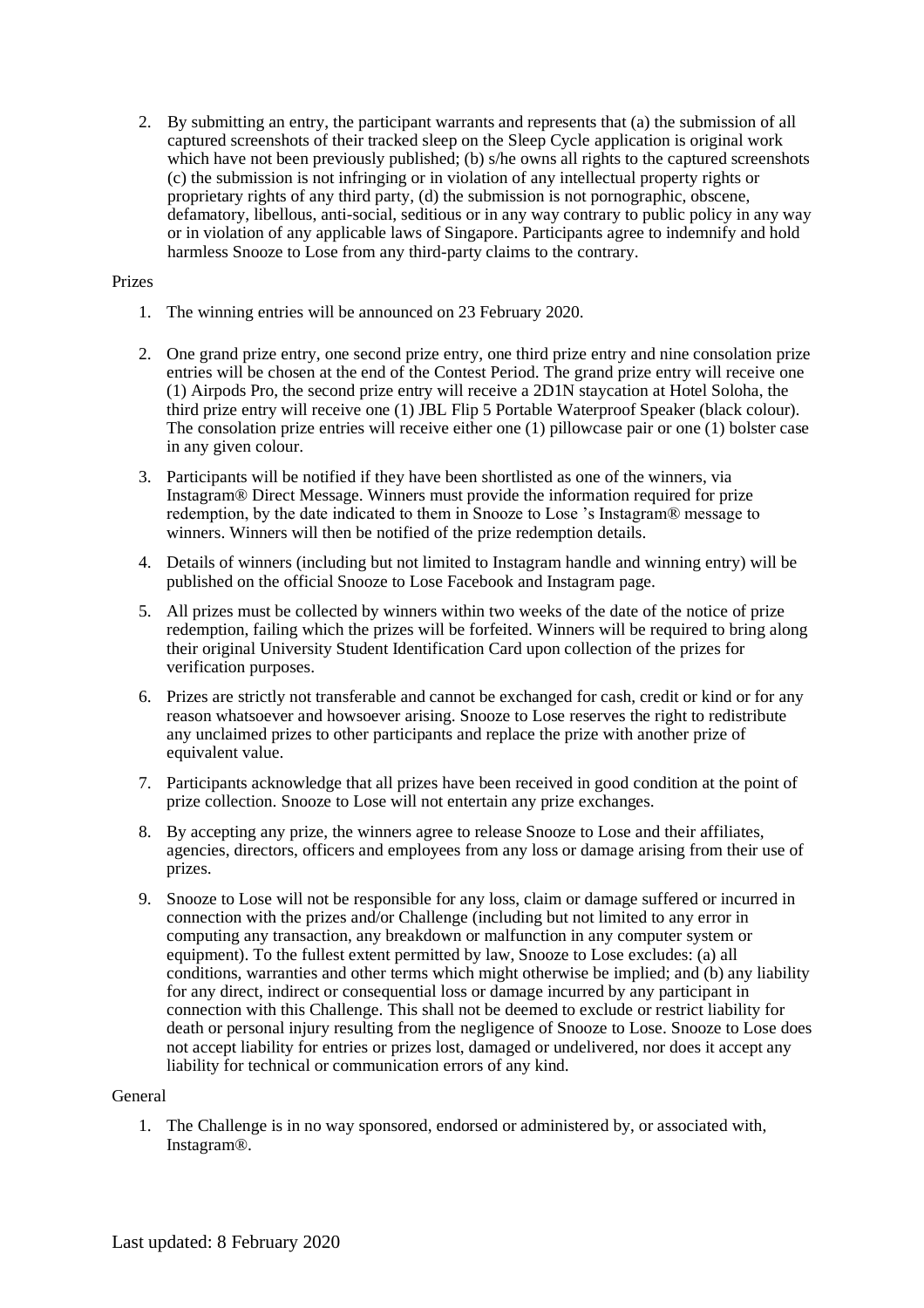2. By submitting an entry, the participant warrants and represents that (a) the submission of all captured screenshots of their tracked sleep on the Sleep Cycle application is original work which have not been previously published; (b) s/he owns all rights to the captured screenshots (c) the submission is not infringing or in violation of any intellectual property rights or proprietary rights of any third party, (d) the submission is not pornographic, obscene, defamatory, libellous, anti-social, seditious or in any way contrary to public policy in any way or in violation of any applicable laws of Singapore. Participants agree to indemnify and hold harmless Snooze to Lose from any third-party claims to the contrary.

Prizes

1. The winning entries will be announced on 23 February 2020.

2. One grand prize entry, one second prize entry, one third prize entry and nine consolation prize entries will be chosen at the end of the Contest Period. The grand prize entry will receive one (1) Airpods Pro, the second prize entry will receive a 2D1N staycation at Hotel Soloha, the third prize entry will receive one (1) JBL Flip 5 Portable Waterproof Speaker (black colour). The consolation prize entries will receive either one (1) pillowcase pair or one (1) bolster case in any given colour.

3. Participants will be notified if they have been shortlisted as one of the winners, via Instagram® Direct Message. Winners must provide the information required for prize redemption, by the date indicated to them in Snooze to Lose 's Instagram® message to winners. Winners will then be notified of the prize redemption details.

4. Details of winners (including but not limited to Instagram handle and winning entry) will be published on the official Snooze to Lose Facebook and Instagram page.

5. All prizes must be collected by winners within two weeks of the date of the notice of prize redemption, failing which the prizes will be forfeited. Winners will be required to bring along their original University Student Identification Card upon collection of the prizes for verification purposes.

6. Prizes are strictly not transferable and cannot be exchanged for cash, credit or kind or for any reason whatsoever and howsoever arising. Snooze to Lose reserves the right to redistribute any unclaimed prizes to other participants and replace the prize with another prize of equivalent value.

7. Participants acknowledge that all prizes have been received in good condition at the point of prize collection. Snooze to Lose will not entertain any prize exchanges.

8. By accepting any prize, the winners agree to release Snooze to Lose and their affiliates, agencies, directors, officers and employees from any loss or damage arising from their use of prizes.

9. Snooze to Lose will not be responsible for any loss, claim or damage suffered or incurred in connection with the prizes and/or Challenge (including but not limited to any error in computing any transaction, any breakdown or malfunction in any computer system or equipment). To the fullest extent permitted by law, Snooze to Lose excludes: (a) all conditions, warranties and other terms which might otherwise be implied; and (b) any liability for any direct, indirect or consequential loss or damage incurred by any participant in connection with this Challenge. This shall not be deemed to exclude or restrict liability for death or personal injury resulting from the negligence of Snooze to Lose. Snooze to Lose does not accept liability for entries or prizes lost, damaged or undelivered, nor does it accept any liability for technical or communication errors of any kind.

General

1. The Challenge is in no way sponsored, endorsed or administered by, or associated with, Instagram®.

Last updated: 8 February 2020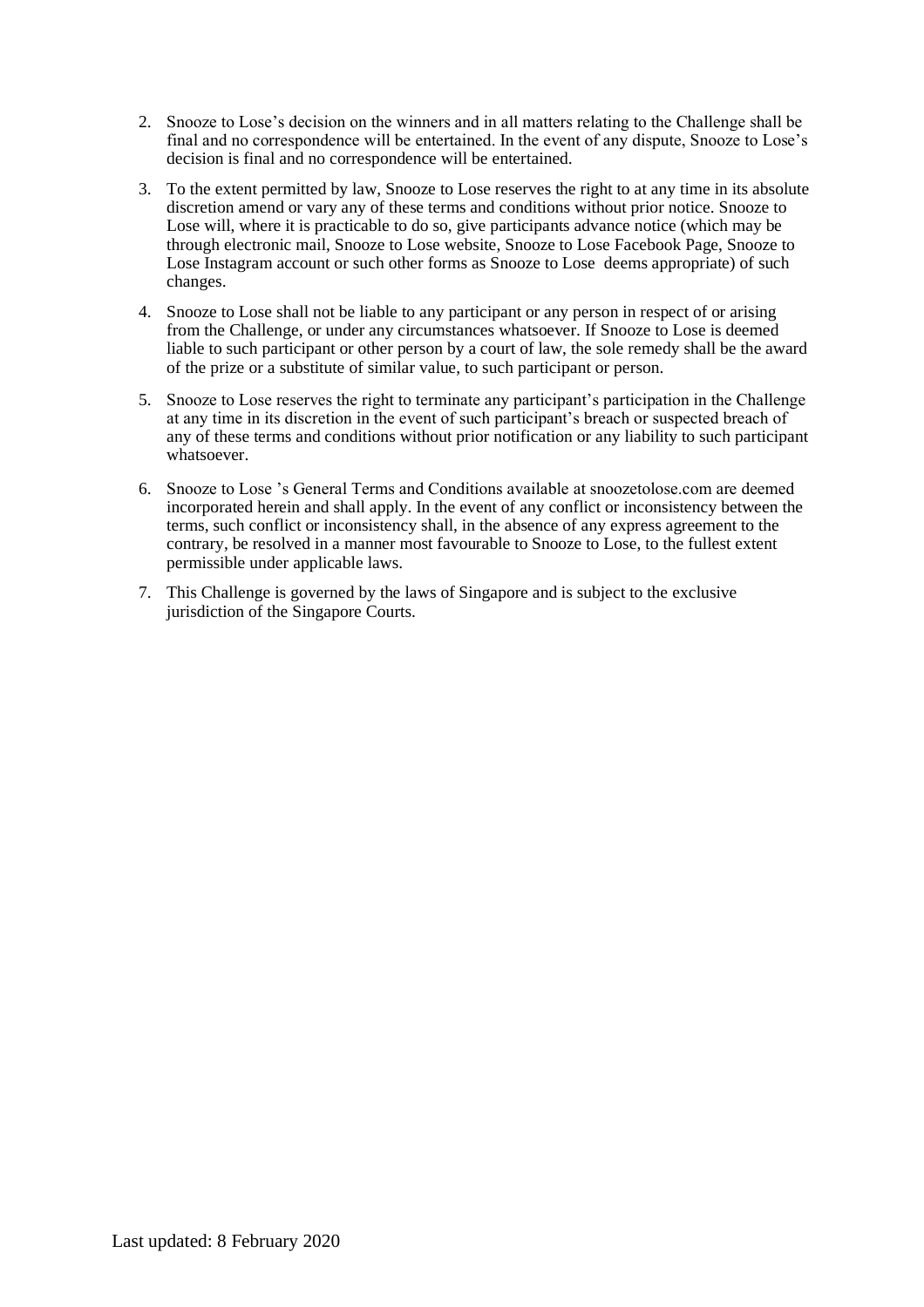2. Snooze to Lose's decision on the winners and in all matters relating to the Challenge shall be final and no correspondence will be entertained. In the event of any dispute, Snooze to Lose's decision is final and no correspondence will be entertained.

3. To the extent permitted by law, Snooze to Lose reserves the right to at any time in its absolute discretion amend or vary any of these terms and conditions without prior notice. Snooze to Lose will, where it is practicable to do so, give participants advance notice (which may be through electronic mail, Snooze to Lose website, Snooze to Lose Facebook Page, Snooze to Lose Instagram account or such other forms as Snooze to Lose deems appropriate) of such changes.

4. Snooze to Lose shall not be liable to any participant or any person in respect of or arising from the Challenge, or under any circumstances whatsoever. If Snooze to Lose is deemed liable to such participant or other person by a court of law, the sole remedy shall be the award of the prize or a substitute of similar value, to such participant or person.

5. Snooze to Lose reserves the right to terminate any participant's participation in the Challenge at any time in its discretion in the event of such participant's breach or suspected breach of any of these terms and conditions without prior notification or any liability to such participant whatsoever.

6. Snooze to Lose 's General Terms and Conditions available at snoozetolose.com are deemed incorporated herein and shall apply. In the event of any conflict or inconsistency between the terms, such conflict or inconsistency shall, in the absence of any express agreement to the contrary, be resolved in a manner most favourable to Snooze to Lose, to the fullest extent permissible under applicable laws.

7. This Challenge is governed by the laws of Singapore and is subject to the exclusive jurisdiction of the Singapore Courts.

Last updated: 8 February 2020